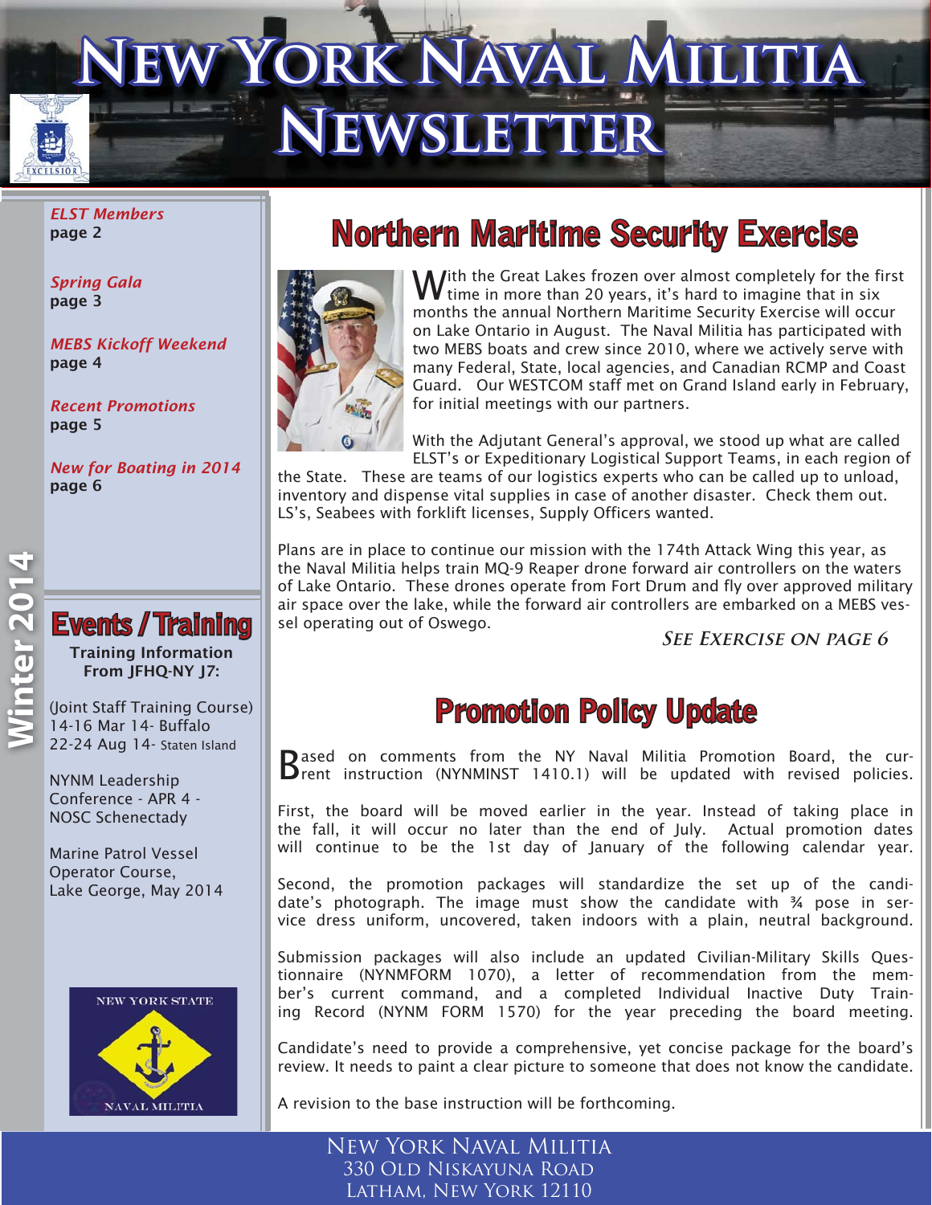# New York Naval Militia Newsletter

Winter 2014

*ELST Members*
**page 2**

*Spring Gala*
**page 3**

*MEBS Kickoff Weekend*
**page 4**

*Recent Promotions*
**page 5**

*New for Boating in 2014*
**page 6**

## Events / Training

**Training Information From JFHQ-NY J7:**

(Joint Staff Training Course)
14-16 Mar 14- Buffalo
22-24 Aug 14- Staten Island

NYNM Leadership Conference - APR 4 - NOSC Schenectady

Marine Patrol Vessel Operator Course, Lake George, May 2014

## Northern Maritime Security Exercise

With the Great Lakes frozen over almost completely for the first time in more than 20 years, it's hard to imagine that in six months the annual Northern Maritime Security Exercise will occur on Lake Ontario in August. The Naval Militia has participated with two MEBS boats and crew since 2010, where we actively serve with many Federal, State, local agencies, and Canadian RCMP and Coast Guard. Our WESTCOM staff met on Grand Island early in February, for initial meetings with our partners.

With the Adjutant General's approval, we stood up what are called ELST's or Expeditionary Logistical Support Teams, in each region of the State. These are teams of our logistics experts who can be called up to unload, inventory and dispense vital supplies in case of another disaster. Check them out. LS's, Seabees with forklift licenses, Supply Officers wanted.

Plans are in place to continue our mission with the 174th Attack Wing this year, as the Naval Militia helps train MQ-9 Reaper drone forward air controllers on the waters of Lake Ontario. These drones operate from Fort Drum and fly over approved military air space over the lake, while the forward air controllers are embarked on a MEBS vessel operating out of Oswego.

*See Exercise on page 6*

## Promotion Policy Update

Based on comments from the NY Naval Militia Promotion Board, the current instruction (NYNMINST 1410.1) will be updated with revised policies.

First, the board will be moved earlier in the year. Instead of taking place in the fall, it will occur no later than the end of July. Actual promotion dates will continue to be the 1st day of January of the following calendar year.

Second, the promotion packages will standardize the set up of the candidate's photograph. The image must show the candidate with ¾ pose in service dress uniform, uncovered, taken indoors with a plain, neutral background.

Submission packages will also include an updated Civilian-Military Skills Questionnaire (NYNMFORM 1070), a letter of recommendation from the member's current command, and a completed Individual Inactive Duty Training Record (NYNM FORM 1570) for the year preceding the board meeting.

Candidate's need to provide a comprehensive, yet concise package for the board's review. It needs to paint a clear picture to someone that does not know the candidate.

A revision to the base instruction will be forthcoming.

New York Naval Militia
330 Old Niskayuna Road
Latham, New York 12110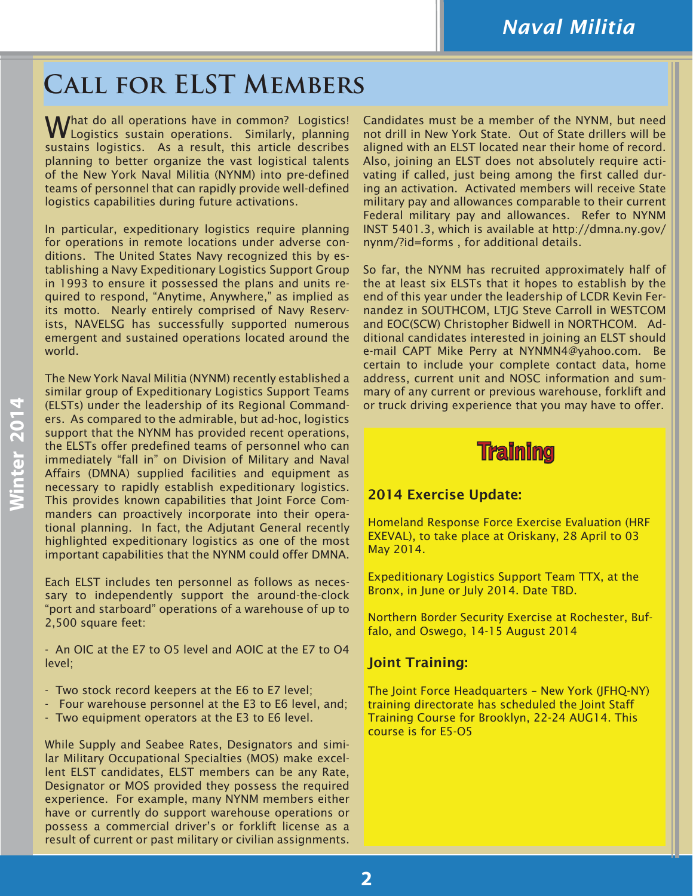# Call for ELST Members

What do all operations have in common? Logistics! Logistics sustain operations. Similarly, planning sustains logistics. As a result, this article describes planning to better organize the vast logistical talents of the New York Naval Militia (NYNM) into pre-defined teams of personnel that can rapidly provide well-defined logistics capabilities during future activations.

In particular, expeditionary logistics require planning for operations in remote locations under adverse conditions. The United States Navy recognized this by establishing a Navy Expeditionary Logistics Support Group in 1993 to ensure it possessed the plans and units required to respond, "Anytime, Anywhere," as implied as its motto. Nearly entirely comprised of Navy Reservists, NAVELSG has successfully supported numerous emergent and sustained operations located around the world.

The New York Naval Militia (NYNM) recently established a similar group of Expeditionary Logistics Support Teams (ELSTs) under the leadership of its Regional Commanders. As compared to the admirable, but ad-hoc, logistics support that the NYNM has provided recent operations, the ELSTs offer predefined teams of personnel who can immediately "fall in" on Division of Military and Naval Affairs (DMNA) supplied facilities and equipment as necessary to rapidly establish expeditionary logistics. This provides known capabilities that Joint Force Commanders can proactively incorporate into their operational planning. In fact, the Adjutant General recently highlighted expeditionary logistics as one of the most important capabilities that the NYNM could offer DMNA.

Each ELST includes ten personnel as follows as necessary to independently support the around-the-clock "port and starboard" operations of a warehouse of up to 2,500 square feet:

- An OIC at the E7 to O5 level and AOIC at the E7 to O4 level;
- Two stock record keepers at the E6 to E7 level;
- Four warehouse personnel at the E3 to E6 level, and;
- Two equipment operators at the E3 to E6 level.

While Supply and Seabee Rates, Designators and similar Military Occupational Specialties (MOS) make excellent ELST candidates, ELST members can be any Rate, Designator or MOS provided they possess the required experience. For example, many NYNM members either have or currently do support warehouse operations or possess a commercial driver's or forklift license as a result of current or past military or civilian assignments.

Candidates must be a member of the NYNM, but need not drill in New York State. Out of State drillers will be aligned with an ELST located near their home of record. Also, joining an ELST does not absolutely require activating if called, just being among the first called during an activation. Activated members will receive State military pay and allowances comparable to their current Federal military pay and allowances. Refer to NYNM INST 5401.3, which is available at http://dmna.ny.gov/nynm/?id=forms , for additional details.

So far, the NYNM has recruited approximately half of the at least six ELSTs that it hopes to establish by the end of this year under the leadership of LCDR Kevin Fernandez in SOUTHCOM, LTJG Steve Carroll in WESTCOM and EOC(SCW) Christopher Bidwell in NORTHCOM. Additional candidates interested in joining an ELST should e-mail CAPT Mike Perry at NYNMN4@yahoo.com. Be certain to include your complete contact data, home address, current unit and NOSC information and summary of any current or previous warehouse, forklift and or truck driving experience that you may have to offer.

## Training

### 2014 Exercise Update:

Homeland Response Force Exercise Evaluation (HRF EXEVAL), to take place at Oriskany, 28 April to 03 May 2014.

Expeditionary Logistics Support Team TTX, at the Bronx, in June or July 2014. Date TBD.

Northern Border Security Exercise at Rochester, Buffalo, and Oswego, 14-15 August 2014

### Joint Training:

The Joint Force Headquarters – New York (JFHQ-NY) training directorate has scheduled the Joint Staff Training Course for Brooklyn, 22-24 AUG14. This course is for E5-O5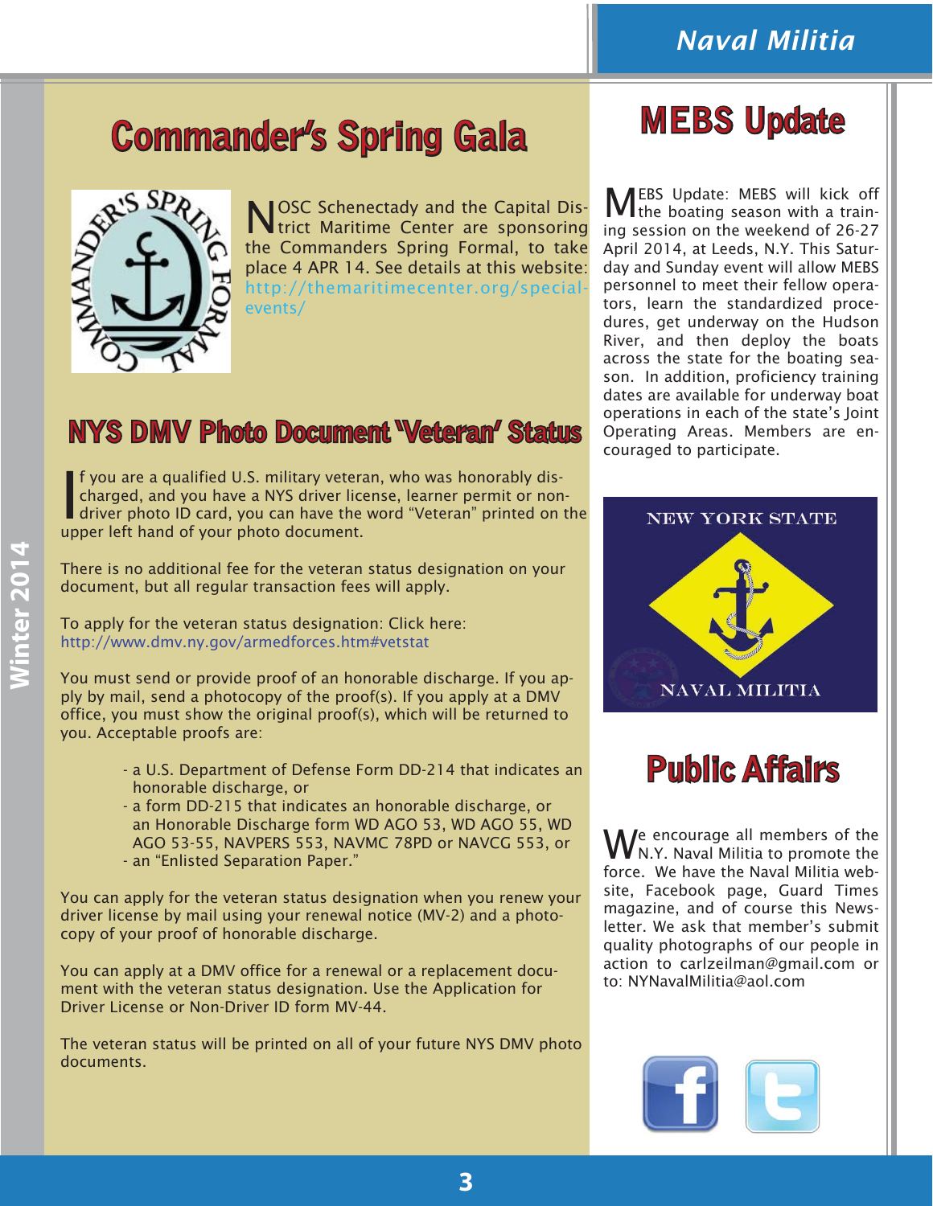# Commander's Spring Gala

NOSC Schenectady and the Capital District Maritime Center are sponsoring the Commanders Spring Formal, to take place 4 APR 14. See details at this website: http://themaritimecenter.org/special-events/

## NYS DMV Photo Document 'Veteran' Status

If you are a qualified U.S. military veteran, who was honorably discharged, and you have a NYS driver license, learner permit or non-driver photo ID card, you can have the word "Veteran" printed on the upper left hand of your photo document.

There is no additional fee for the veteran status designation on your document, but all regular transaction fees will apply.

To apply for the veteran status designation: Click here: http://www.dmv.ny.gov/armedforces.htm#vetstat

You must send or provide proof of an honorable discharge. If you apply by mail, send a photocopy of the proof(s). If you apply at a DMV office, you must show the original proof(s), which will be returned to you. Acceptable proofs are:

- a U.S. Department of Defense Form DD-214 that indicates an honorable discharge, or
- a form DD-215 that indicates an honorable discharge, or an Honorable Discharge form WD AGO 53, WD AGO 55, WD AGO 53-55, NAVPERS 553, NAVMC 78PD or NAVCG 553, or
- an "Enlisted Separation Paper."

You can apply for the veteran status designation when you renew your driver license by mail using your renewal notice (MV-2) and a photocopy of your proof of honorable discharge.

You can apply at a DMV office for a renewal or a replacement document with the veteran status designation. Use the Application for Driver License or Non-Driver ID form MV-44.

The veteran status will be printed on all of your future NYS DMV photo documents.

# MEBS Update

MEBS Update: MEBS will kick off the boating season with a training session on the weekend of 26-27 April 2014, at Leeds, N.Y. This Saturday and Sunday event will allow MEBS personnel to meet their fellow operators, learn the standardized procedures, get underway on the Hudson River, and then deploy the boats across the state for the boating season. In addition, proficiency training dates are available for underway boat operations in each of the state's Joint Operating Areas. Members are encouraged to participate.

# Public Affairs

We encourage all members of the N.Y. Naval Militia to promote the force. We have the Naval Militia website, Facebook page, Guard Times magazine, and of course this Newsletter. We ask that member's submit quality photographs of our people in action to carlzeilman@gmail.com or to: NYNavalMilitia@aol.com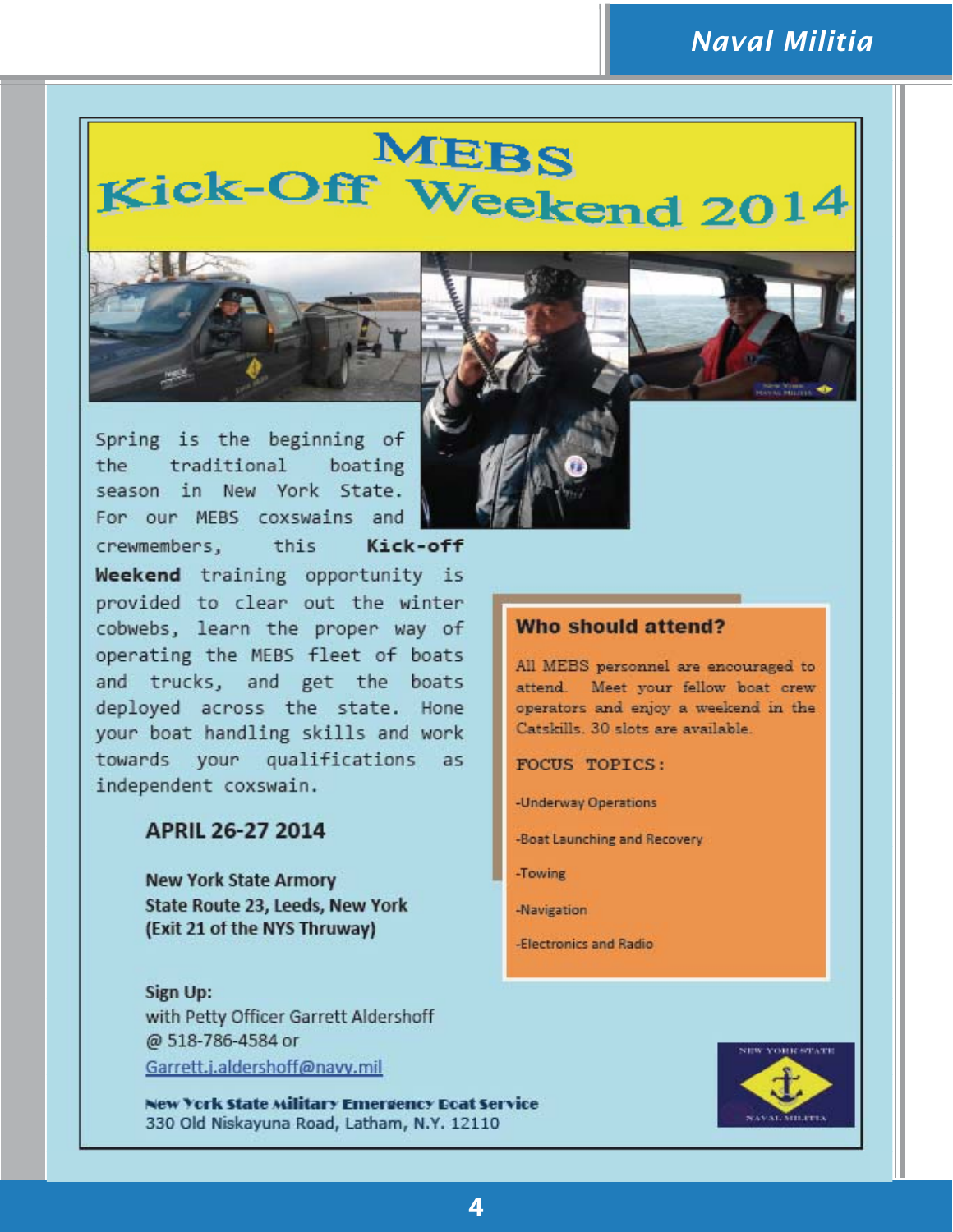# MEBS Kick-Off Weekend 2014

Spring is the beginning of the traditional boating season in New York State. For our MEBS coxswains and crewmembers, this **Kick-off Weekend** training opportunity is provided to clear out the winter cobwebs, learn the proper way of operating the MEBS fleet of boats and trucks, and get the boats deployed across the state. Hone your boat handling skills and work towards your qualifications as independent coxswain.

**APRIL 26-27 2014**

**New York State Armory**
**State Route 23, Leeds, New York**
**(Exit 21 of the NYS Thruway)**

**Sign Up:**
with Petty Officer Garrett Aldershoff
@ 518-786-4584 or
Garrett.j.aldershoff@navy.mil

**Who should attend?**

All MEBS personnel are encouraged to attend. Meet your fellow boat crew operators and enjoy a weekend in the Catskills. 30 slots are available.

FOCUS TOPICS:

-Underway Operations

-Boat Launching and Recovery

-Towing

-Navigation

-Electronics and Radio

**New York State Military Emergency Boat Service**
330 Old Niskayuna Road, Latham, N.Y. 12110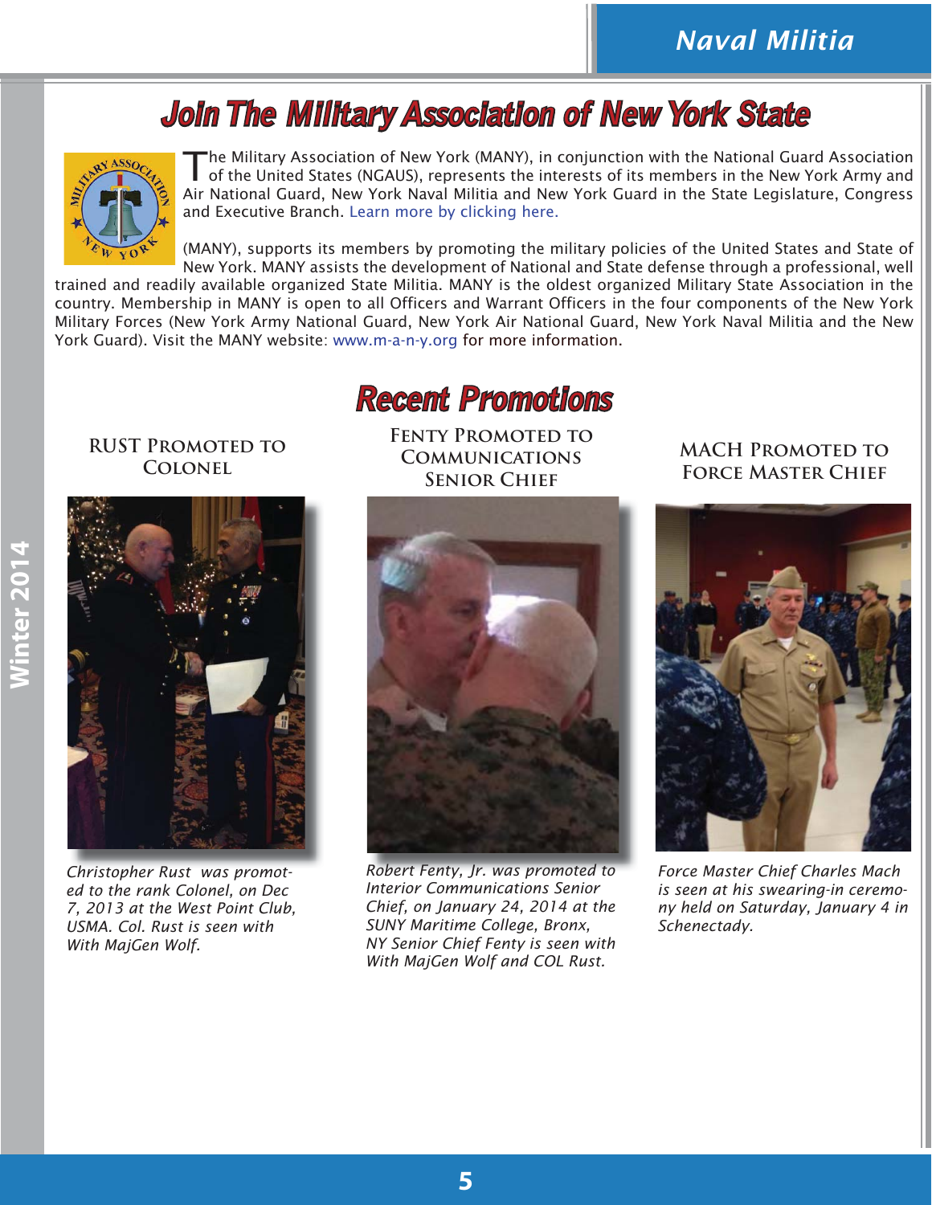# Join The Military Association of New York State

The Military Association of New York (MANY), in conjunction with the National Guard Association of the United States (NGAUS), represents the interests of its members in the New York Army and Air National Guard, New York Naval Militia and New York Guard in the State Legislature, Congress and Executive Branch. Learn more by clicking here.

(MANY), supports its members by promoting the military policies of the United States and State of New York. MANY assists the development of National and State defense through a professional, well trained and readily available organized State Militia. MANY is the oldest organized Military State Association in the country. Membership in MANY is open to all Officers and Warrant Officers in the four components of the New York Military Forces (New York Army National Guard, New York Air National Guard, New York Naval Militia and the New York Guard). Visit the MANY website: www.m-a-n-y.org for more information.

# Recent Promotions

### Rust Promoted to Colonel

*Christopher Rust was promoted to the rank Colonel, on Dec 7, 2013 at the West Point Club, USMA. Col. Rust is seen with With MajGen Wolf.*

### Fenty Promoted to Communications Senior Chief

*Robert Fenty, Jr. was promoted to Interior Communications Senior Chief, on January 24, 2014 at the SUNY Maritime College, Bronx, NY Senior Chief Fenty is seen with With MajGen Wolf and COL Rust.*

### Mach Promoted to Force Master Chief

*Force Master Chief Charles Mach is seen at his swearing-in ceremony held on Saturday, January 4 in Schenectady.*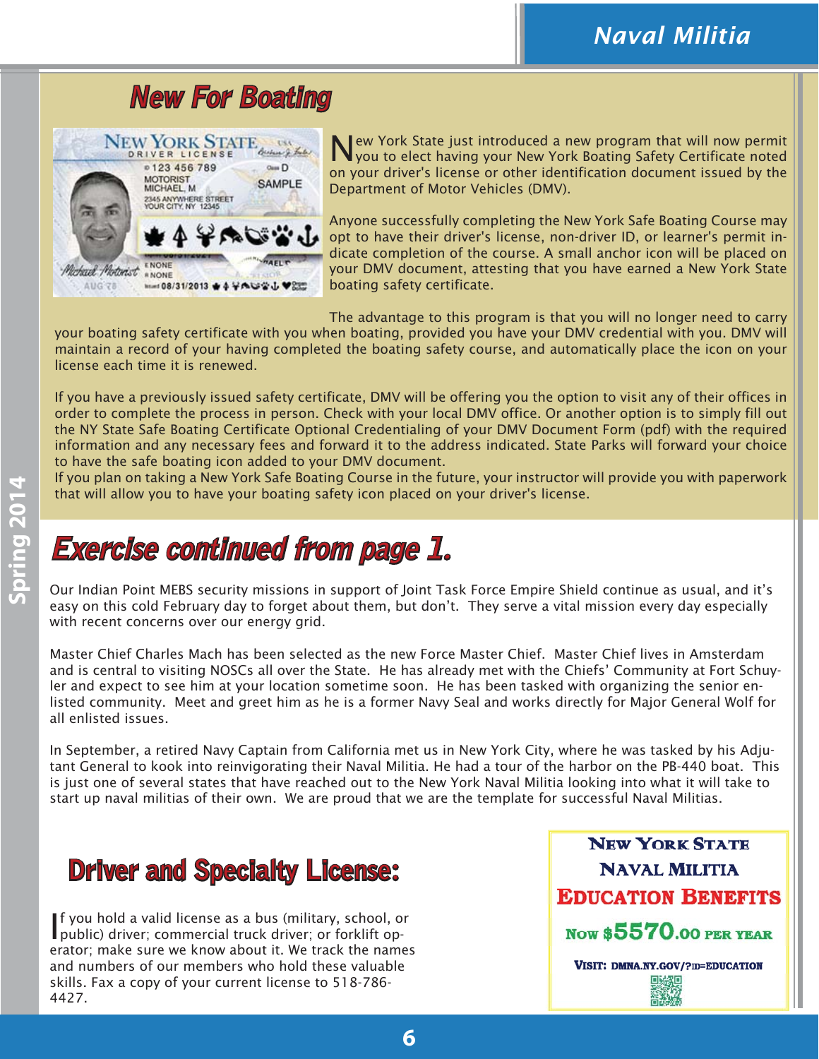## New For Boating

New York State just introduced a new program that will now permit you to elect having your New York Boating Safety Certificate noted on your driver's license or other identification document issued by the Department of Motor Vehicles (DMV).

Anyone successfully completing the New York Safe Boating Course may opt to have their driver's license, non-driver ID, or learner's permit indicate completion of the course. A small anchor icon will be placed on your DMV document, attesting that you have earned a New York State boating safety certificate.

The advantage to this program is that you will no longer need to carry your boating safety certificate with you when boating, provided you have your DMV credential with you. DMV will maintain a record of your having completed the boating safety course, and automatically place the icon on your license each time it is renewed.

If you have a previously issued safety certificate, DMV will be offering you the option to visit any of their offices in order to complete the process in person. Check with your local DMV office. Or another option is to simply fill out the NY State Safe Boating Certificate Optional Credentialing of your DMV Document Form (pdf) with the required information and any necessary fees and forward it to the address indicated. State Parks will forward your choice to have the safe boating icon added to your DMV document.
If you plan on taking a New York Safe Boating Course in the future, your instructor will provide you with paperwork that will allow you to have your boating safety icon placed on your driver's license.

## Exercise continued from page 1.

Our Indian Point MEBS security missions in support of Joint Task Force Empire Shield continue as usual, and it's easy on this cold February day to forget about them, but don't. They serve a vital mission every day especially with recent concerns over our energy grid.

Master Chief Charles Mach has been selected as the new Force Master Chief. Master Chief lives in Amsterdam and is central to visiting NOSCs all over the State. He has already met with the Chiefs' Community at Fort Schuyler and expect to see him at your location sometime soon. He has been tasked with organizing the senior enlisted community. Meet and greet him as he is a former Navy Seal and works directly for Major General Wolf for all enlisted issues.

In September, a retired Navy Captain from California met us in New York City, where he was tasked by his Adjutant General to kook into reinvigorating their Naval Militia. He had a tour of the harbor on the PB-440 boat. This is just one of several states that have reached out to the New York Naval Militia looking into what it will take to start up naval militias of their own. We are proud that we are the template for successful Naval Militias.

## Driver and Specialty License:

If you hold a valid license as a bus (military, school, or public) driver; commercial truck driver; or forklift operator; make sure we know about it. We track the names and numbers of our members who hold these valuable skills. Fax a copy of your current license to 518-786-4427.

**New York State Naval Militia**
**Education Benefits**
**Now $5570.00 per year**
Visit: DMNA.NY.GOV/?ID=EDUCATION